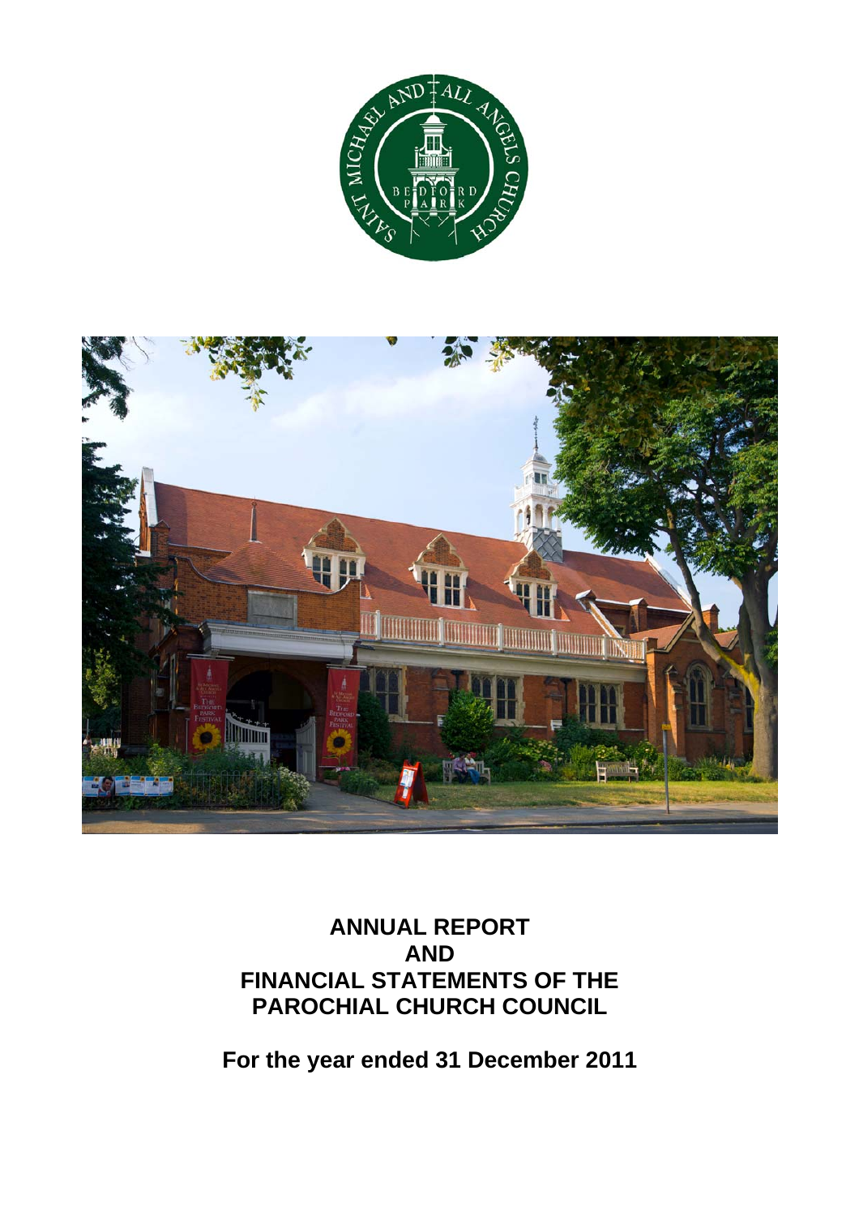# ANNUAL REPORT AND FINANCIAL STATEMENTS OF THE PAROCHIAL CHURCH COUNCIL

**For the year ended 31 December 2011**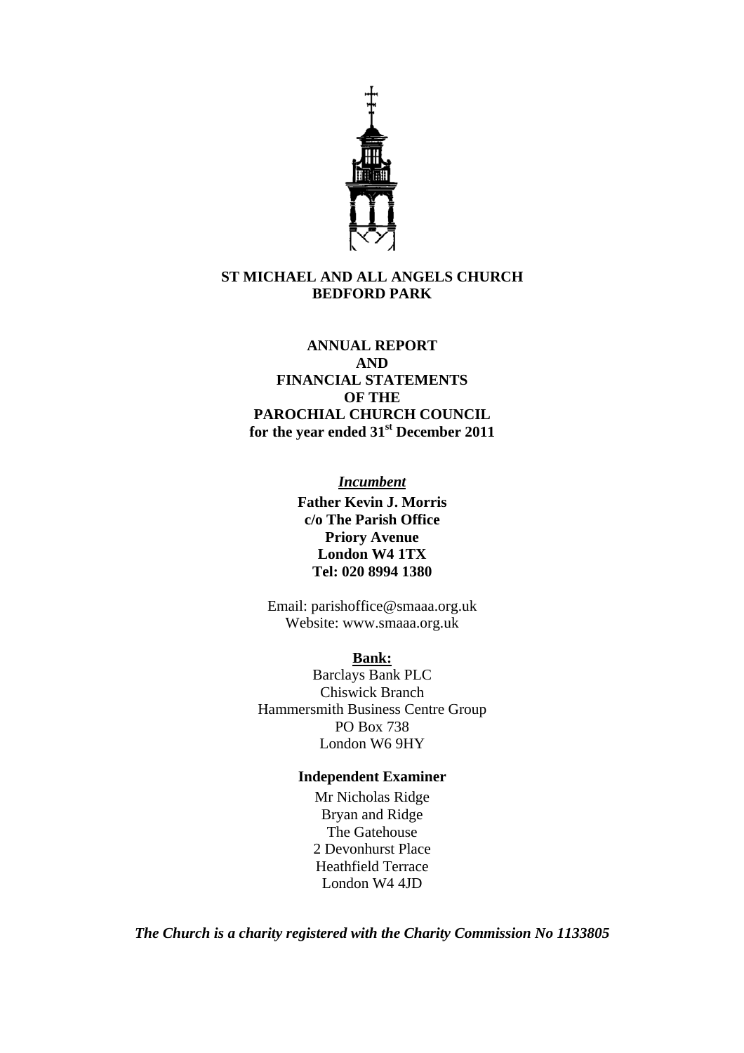**ST MICHAEL AND ALL ANGELS CHURCH**
**BEDFORD PARK**

# ANNUAL REPORT AND FINANCIAL STATEMENTS OF THE PAROCHIAL CHURCH COUNCIL for the year ended 31st December 2011

***Incumbent***

**Father Kevin J. Morris**
**c/o The Parish Office**
**Priory Avenue**
**London W4 1TX**
**Tel: 020 8994 1380**

Email: parishoffice@smaaa.org.uk
Website: www.smaaa.org.uk

**Bank:**

Barclays Bank PLC
Chiswick Branch
Hammersmith Business Centre Group
PO Box 738
London W6 9HY

**Independent Examiner**

Mr Nicholas Ridge
Bryan and Ridge
The Gatehouse
2 Devonhurst Place
Heathfield Terrace
London W4 4JD

***The Church is a charity registered with the Charity Commission No 1133805***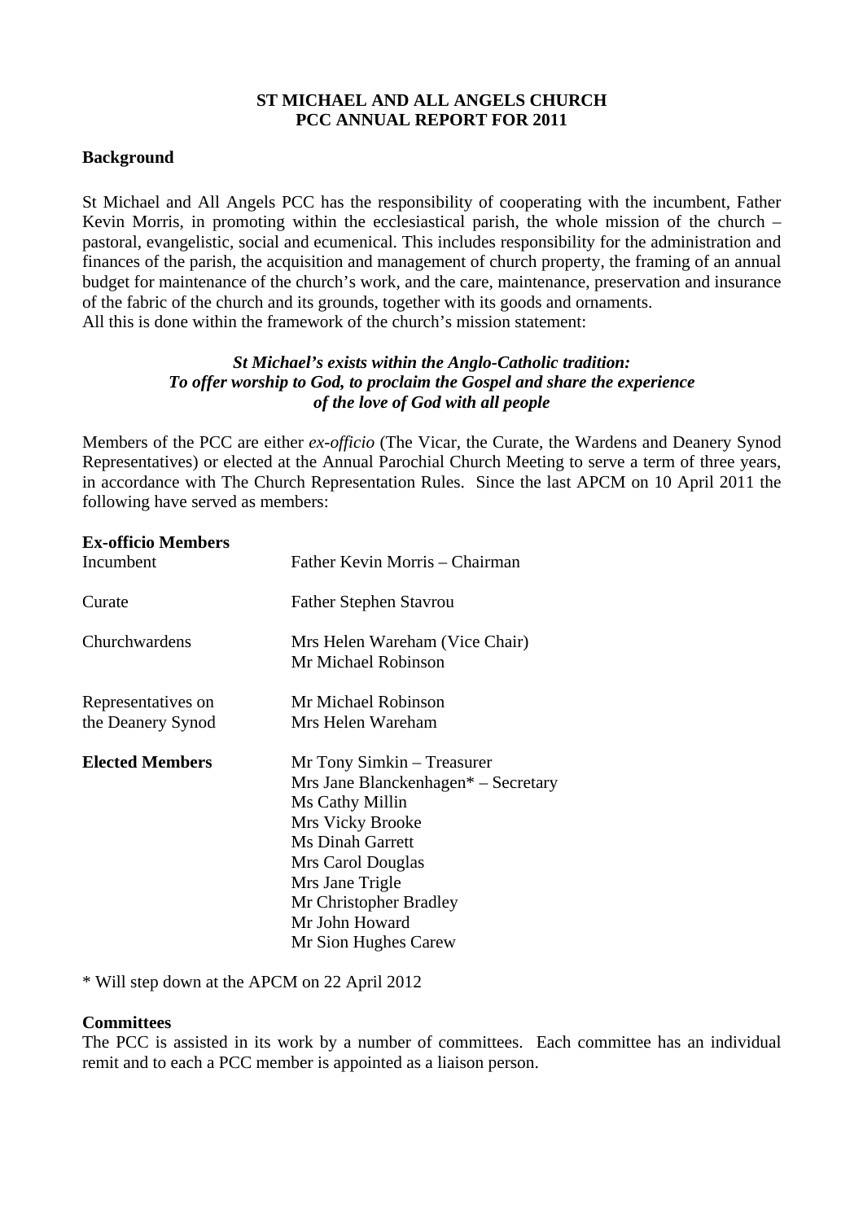**ST MICHAEL AND ALL ANGELS CHURCH**
**PCC ANNUAL REPORT FOR 2011**

## Background

St Michael and All Angels PCC has the responsibility of cooperating with the incumbent, Father Kevin Morris, in promoting within the ecclesiastical parish, the whole mission of the church – pastoral, evangelistic, social and ecumenical. This includes responsibility for the administration and finances of the parish, the acquisition and management of church property, the framing of an annual budget for maintenance of the church's work, and the care, maintenance, preservation and insurance of the fabric of the church and its grounds, together with its goods and ornaments.
All this is done within the framework of the church's mission statement:

***St Michael's exists within the Anglo-Catholic tradition:***
***To offer worship to God, to proclaim the Gospel and share the experience of the love of God with all people***

Members of the PCC are either *ex-officio* (The Vicar, the Curate, the Wardens and Deanery Synod Representatives) or elected at the Annual Parochial Church Meeting to serve a term of three years, in accordance with The Church Representation Rules. Since the last APCM on 10 April 2011 the following have served as members:

**Ex-officio Members**

| | |
|---|---|
| Incumbent | Father Kevin Morris – Chairman |
| Curate | Father Stephen Stavrou |
| Churchwardens | Mrs Helen Wareham (Vice Chair)<br>Mr Michael Robinson |
| Representatives on the Deanery Synod | Mr Michael Robinson<br>Mrs Helen Wareham |
| **Elected Members** | Mr Tony Simkin – Treasurer<br>Mrs Jane Blanckenhagen* – Secretary<br>Ms Cathy Millin<br>Mrs Vicky Brooke<br>Ms Dinah Garrett<br>Mrs Carol Douglas<br>Mrs Jane Trigle<br>Mr Christopher Bradley<br>Mr John Howard<br>Mr Sion Hughes Carew |

\* Will step down at the APCM on 22 April 2012

## Committees

The PCC is assisted in its work by a number of committees. Each committee has an individual remit and to each a PCC member is appointed as a liaison person.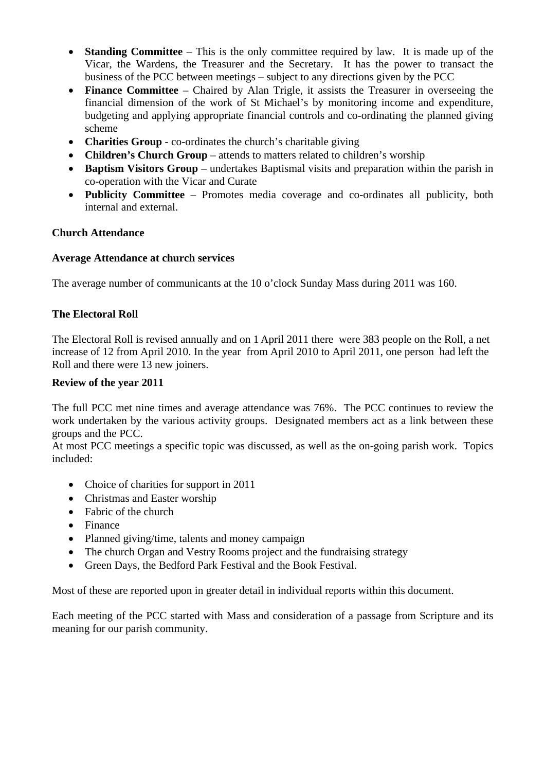- **Standing Committee** – This is the only committee required by law. It is made up of the Vicar, the Wardens, the Treasurer and the Secretary. It has the power to transact the business of the PCC between meetings – subject to any directions given by the PCC
- **Finance Committee** – Chaired by Alan Trigle, it assists the Treasurer in overseeing the financial dimension of the work of St Michael's by monitoring income and expenditure, budgeting and applying appropriate financial controls and co-ordinating the planned giving scheme
- **Charities Group** - co-ordinates the church's charitable giving
- **Children's Church Group** – attends to matters related to children's worship
- **Baptism Visitors Group** – undertakes Baptismal visits and preparation within the parish in co-operation with the Vicar and Curate
- **Publicity Committee** – Promotes media coverage and co-ordinates all publicity, both internal and external.

**Church Attendance**

**Average Attendance at church services**

The average number of communicants at the 10 o'clock Sunday Mass during 2011 was 160.

**The Electoral Roll**

The Electoral Roll is revised annually and on 1 April 2011 there were 383 people on the Roll, a net increase of 12 from April 2010. In the year from April 2010 to April 2011, one person had left the Roll and there were 13 new joiners.

**Review of the year 2011**

The full PCC met nine times and average attendance was 76%. The PCC continues to review the work undertaken by the various activity groups. Designated members act as a link between these groups and the PCC.
At most PCC meetings a specific topic was discussed, as well as the on-going parish work. Topics included:

- Choice of charities for support in 2011
- Christmas and Easter worship
- Fabric of the church
- Finance
- Planned giving/time, talents and money campaign
- The church Organ and Vestry Rooms project and the fundraising strategy
- Green Days, the Bedford Park Festival and the Book Festival.

Most of these are reported upon in greater detail in individual reports within this document.

Each meeting of the PCC started with Mass and consideration of a passage from Scripture and its meaning for our parish community.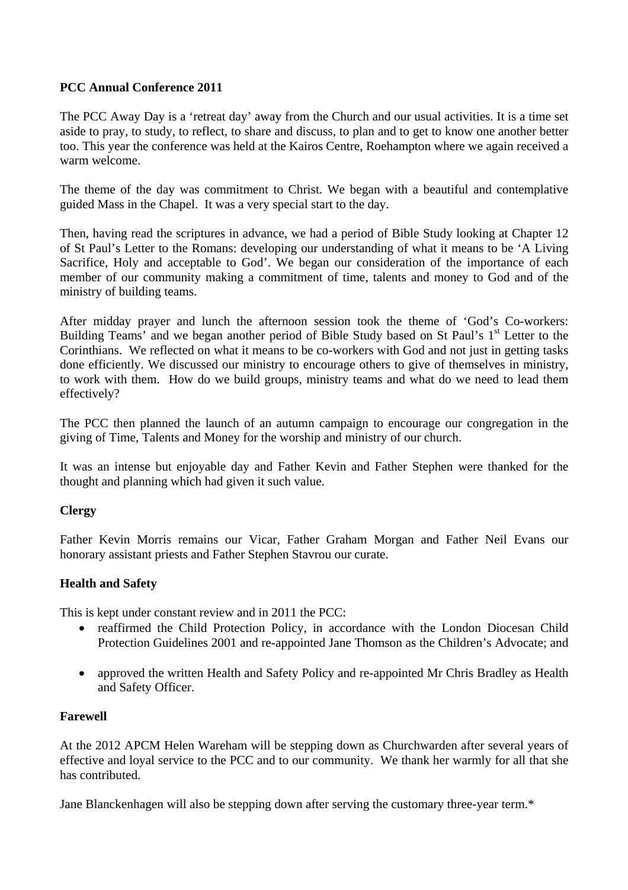**PCC Annual Conference 2011**

The PCC Away Day is a 'retreat day' away from the Church and our usual activities. It is a time set aside to pray, to study, to reflect, to share and discuss, to plan and to get to know one another better too. This year the conference was held at the Kairos Centre, Roehampton where we again received a warm welcome.

The theme of the day was commitment to Christ. We began with a beautiful and contemplative guided Mass in the Chapel. It was a very special start to the day.

Then, having read the scriptures in advance, we had a period of Bible Study looking at Chapter 12 of St Paul's Letter to the Romans: developing our understanding of what it means to be 'A Living Sacrifice, Holy and acceptable to God'. We began our consideration of the importance of each member of our community making a commitment of time, talents and money to God and of the ministry of building teams.

After midday prayer and lunch the afternoon session took the theme of 'God's Co-workers: Building Teams' and we began another period of Bible Study based on St Paul's 1st Letter to the Corinthians. We reflected on what it means to be co-workers with God and not just in getting tasks done efficiently. We discussed our ministry to encourage others to give of themselves in ministry, to work with them. How do we build groups, ministry teams and what do we need to lead them effectively?

The PCC then planned the launch of an autumn campaign to encourage our congregation in the giving of Time, Talents and Money for the worship and ministry of our church.

It was an intense but enjoyable day and Father Kevin and Father Stephen were thanked for the thought and planning which had given it such value.

**Clergy**

Father Kevin Morris remains our Vicar, Father Graham Morgan and Father Neil Evans our honorary assistant priests and Father Stephen Stavrou our curate.

**Health and Safety**

This is kept under constant review and in 2011 the PCC:

- reaffirmed the Child Protection Policy, in accordance with the London Diocesan Child Protection Guidelines 2001 and re-appointed Jane Thomson as the Children's Advocate; and
- approved the written Health and Safety Policy and re-appointed Mr Chris Bradley as Health and Safety Officer.

**Farewell**

At the 2012 APCM Helen Wareham will be stepping down as Churchwarden after several years of effective and loyal service to the PCC and to our community. We thank her warmly for all that she has contributed.

Jane Blanckenhagen will also be stepping down after serving the customary three-year term.*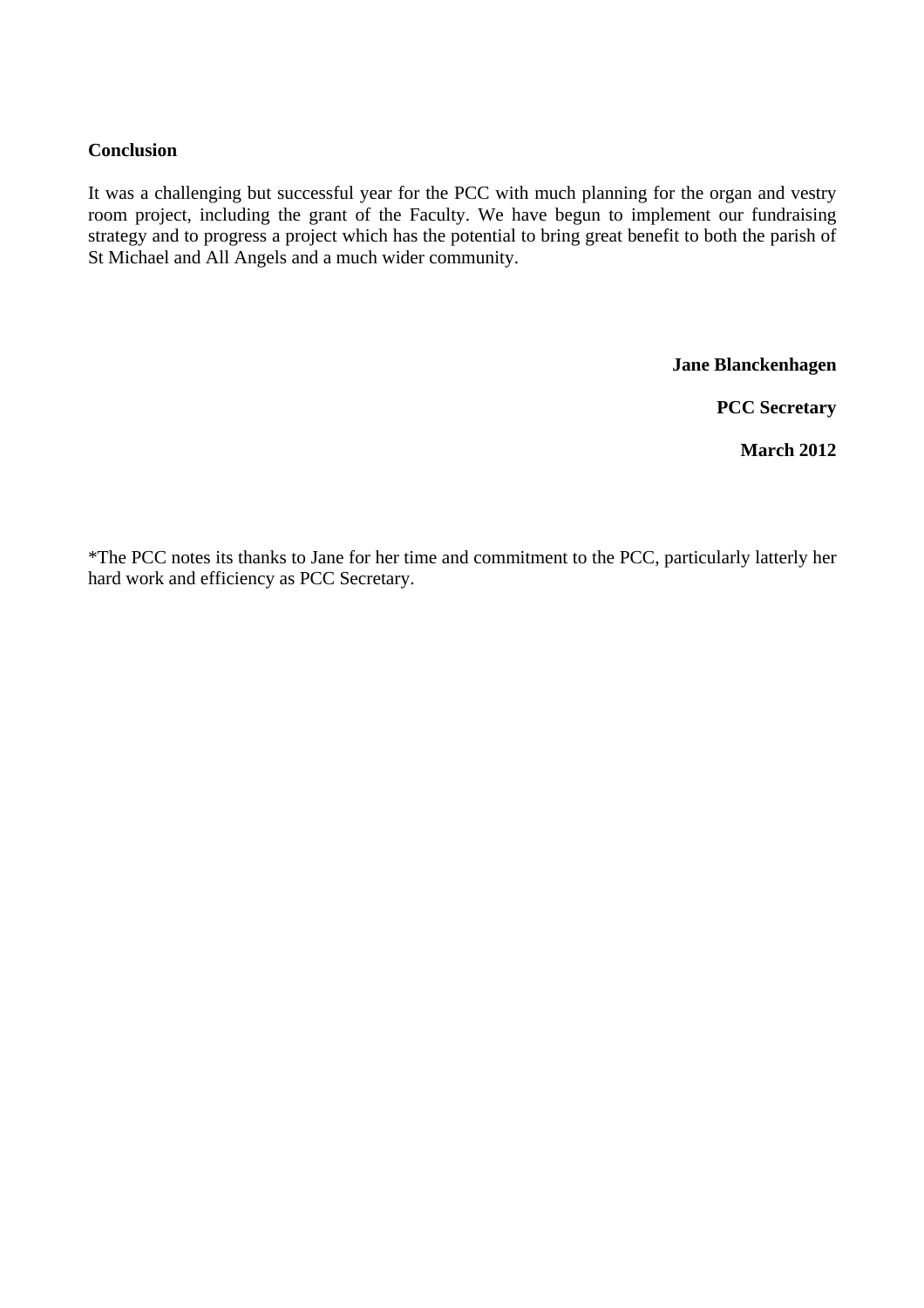**Conclusion**

It was a challenging but successful year for the PCC with much planning for the organ and vestry room project, including the grant of the Faculty. We have begun to implement our fundraising strategy and to progress a project which has the potential to bring great benefit to both the parish of St Michael and All Angels and a much wider community.

**Jane Blanckenhagen**

**PCC Secretary**

**March 2012**

*The PCC notes its thanks to Jane for her time and commitment to the PCC, particularly latterly her hard work and efficiency as PCC Secretary.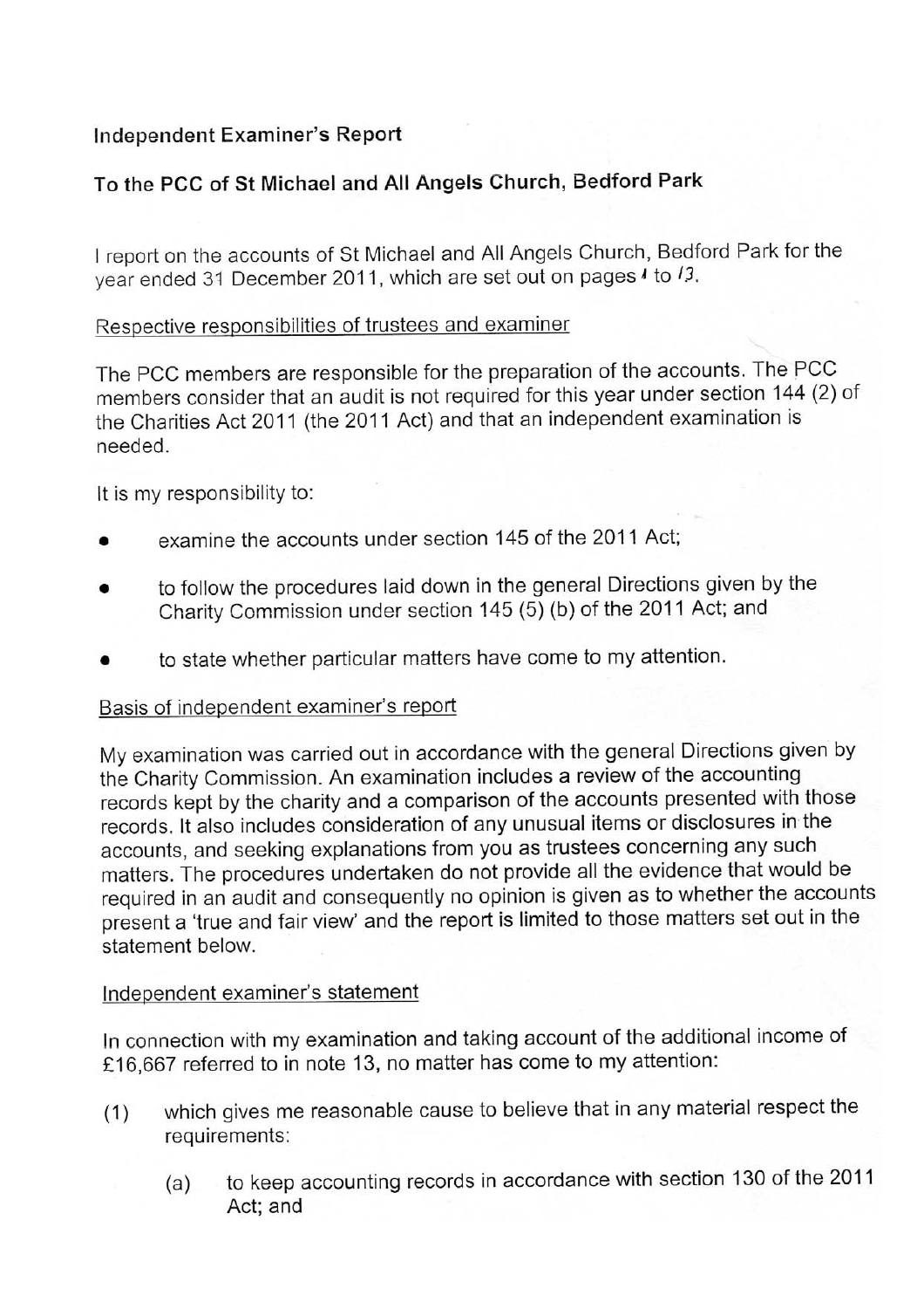## Independent Examiner's Report

## To the PCC of St Michael and All Angels Church, Bedford Park

I report on the accounts of St Michael and All Angels Church, Bedford Park for the year ended 31 December 2011, which are set out on pages 1 to 13.

### Respective responsibilities of trustees and examiner

The PCC members are responsible for the preparation of the accounts. The PCC members consider that an audit is not required for this year under section 144 (2) of the Charities Act 2011 (the 2011 Act) and that an independent examination is needed.

It is my responsibility to:

- examine the accounts under section 145 of the 2011 Act;
- to follow the procedures laid down in the general Directions given by the Charity Commission under section 145 (5) (b) of the 2011 Act; and
- to state whether particular matters have come to my attention.

### Basis of independent examiner's report

My examination was carried out in accordance with the general Directions given by the Charity Commission. An examination includes a review of the accounting records kept by the charity and a comparison of the accounts presented with those records. It also includes consideration of any unusual items or disclosures in the accounts, and seeking explanations from you as trustees concerning any such matters. The procedures undertaken do not provide all the evidence that would be required in an audit and consequently no opinion is given as to whether the accounts present a 'true and fair view' and the report is limited to those matters set out in the statement below.

### Independent examiner's statement

In connection with my examination and taking account of the additional income of £16,667 referred to in note 13, no matter has come to my attention:

(1) which gives me reasonable cause to believe that in any material respect the requirements:

   (a) to keep accounting records in accordance with section 130 of the 2011 Act; and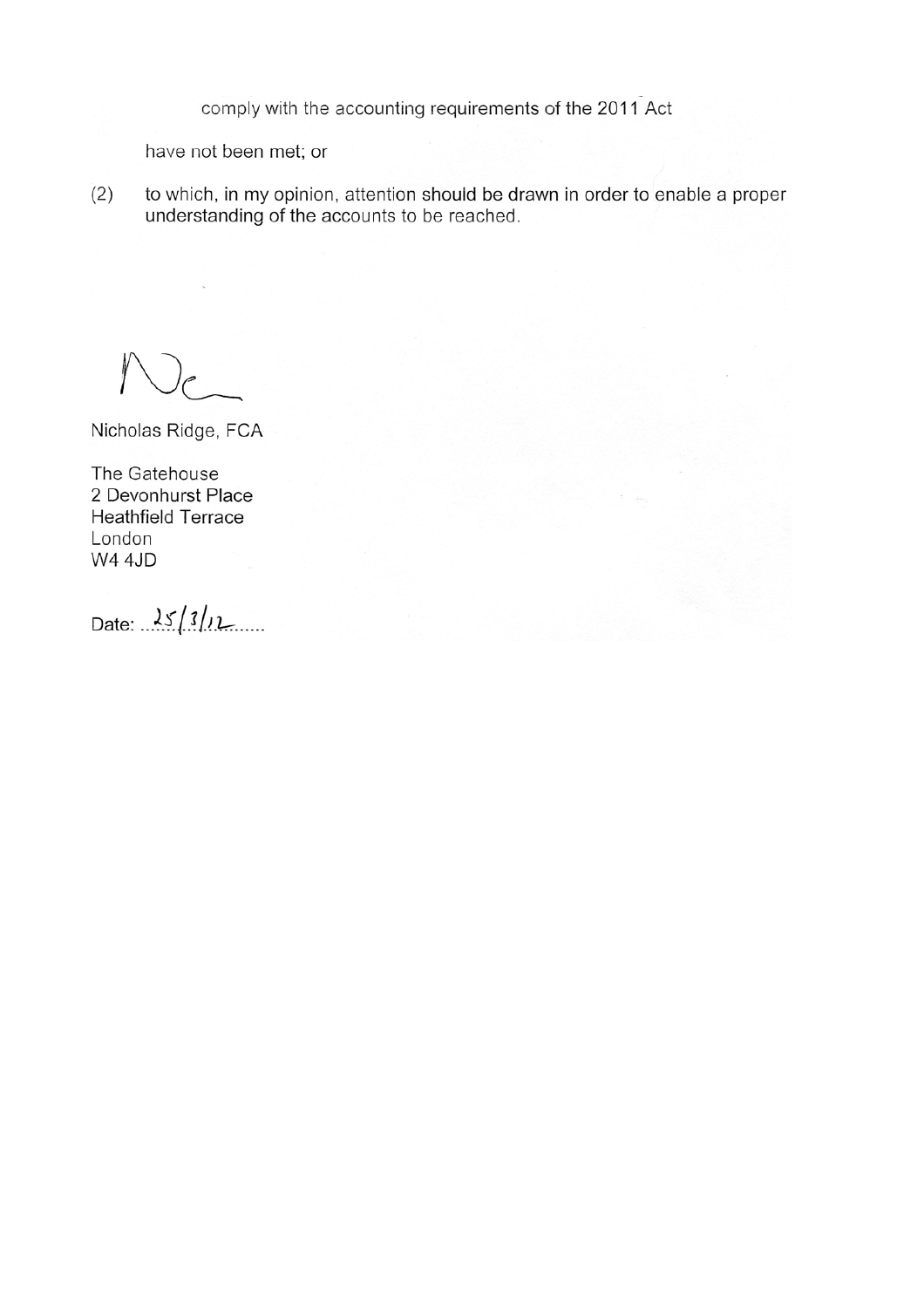comply with the accounting requirements of the 2011 Act

have not been met; or

(2) to which, in my opinion, attention should be drawn in order to enable a proper understanding of the accounts to be reached.

Nicholas Ridge, FCA

The Gatehouse
2 Devonhurst Place
Heathfield Terrace
London
W4 4JD

Date: 25/3/12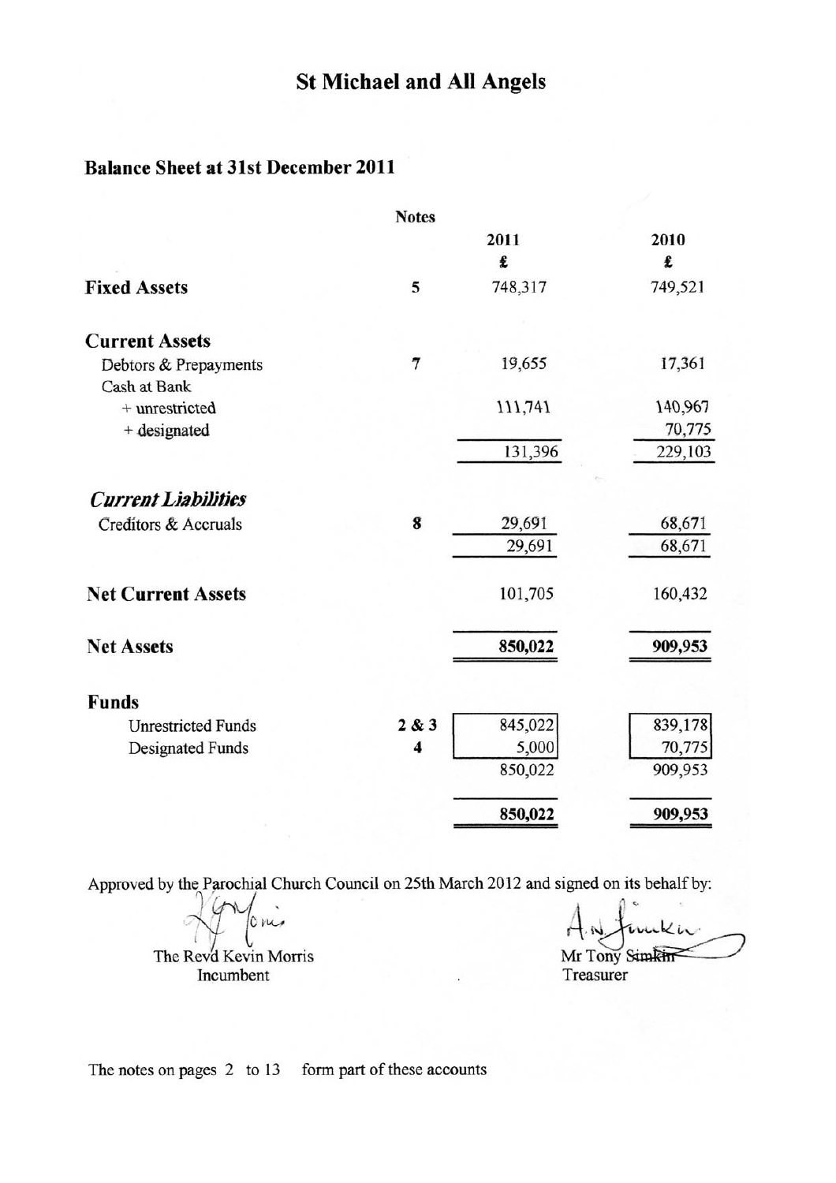# St Michael and All Angels

## Balance Sheet at 31st December 2011

| | Notes | 2011 £ | 2010 £ |
|---|---|---|---|
| **Fixed Assets** | 5 | 748,317 | 749,521 |
| **Current Assets** | | | |
| Debtors & Prepayments | 7 | 19,655 | 17,361 |
| Cash at Bank | | | |
| + unrestricted | | 111,741 | 140,967 |
| + designated | | | 70,775 |
| | | 131,396 | 229,103 |
| ***Current Liabilities*** | | | |
| Creditors & Accruals | 8 | 29,691 | 68,671 |
| | | 29,691 | 68,671 |
| **Net Current Assets** | | 101,705 | 160,432 |
| **Net Assets** | | **850,022** | **909,953** |
| **Funds** | | | |
| Unrestricted Funds | 2 & 3 | 845,022 | 839,178 |
| Designated Funds | 4 | 5,000 | 70,775 |
| | | 850,022 | 909,953 |
| | | **850,022** | **909,953** |

Approved by the Parochial Church Council on 25th March 2012 and signed on its behalf by:

The Revd Kevin Morris
Incumbent

Mr Tony Simkin
Treasurer

The notes on pages 2 to 13 form part of these accounts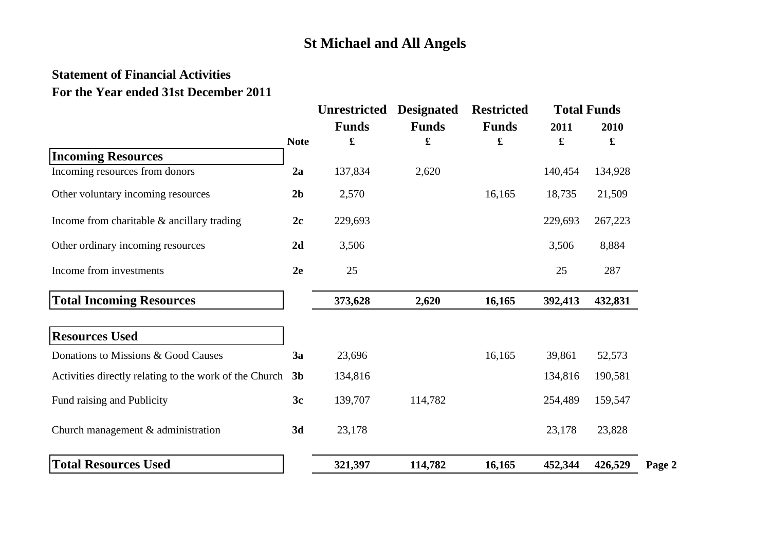# St Michael and All Angels

## Statement of Financial Activities
## For the Year ended 31st December 2011

| | Note | Unrestricted Funds | Designated Funds | Restricted Funds | Total Funds 2011 | Total Funds 2010 |
|---|---|---|---|---|---|---|
| | | £ | £ | £ | £ | £ |
| **Incoming Resources** | | | | | | |
| Incoming resources from donors | **2a** | 137,834 | 2,620 | | 140,454 | 134,928 |
| Other voluntary incoming resources | **2b** | 2,570 | | 16,165 | 18,735 | 21,509 |
| Income from charitable & ancillary trading | **2c** | 229,693 | | | 229,693 | 267,223 |
| Other ordinary incoming resources | **2d** | 3,506 | | | 3,506 | 8,884 |
| Income from investments | **2e** | 25 | | | 25 | 287 |
| **Total Incoming Resources** | | **373,628** | **2,620** | **16,165** | **392,413** | **432,831** |
| **Resources Used** | | | | | | |
| Donations to Missions & Good Causes | **3a** | 23,696 | | 16,165 | 39,861 | 52,573 |
| Activities directly relating to the work of the Church | **3b** | 134,816 | | | 134,816 | 190,581 |
| Fund raising and Publicity | **3c** | 139,707 | 114,782 | | 254,489 | 159,547 |
| Church management & administration | **3d** | 23,178 | | | 23,178 | 23,828 |
| **Total Resources Used** | | **321,397** | **114,782** | **16,165** | **452,344** | **426,529** |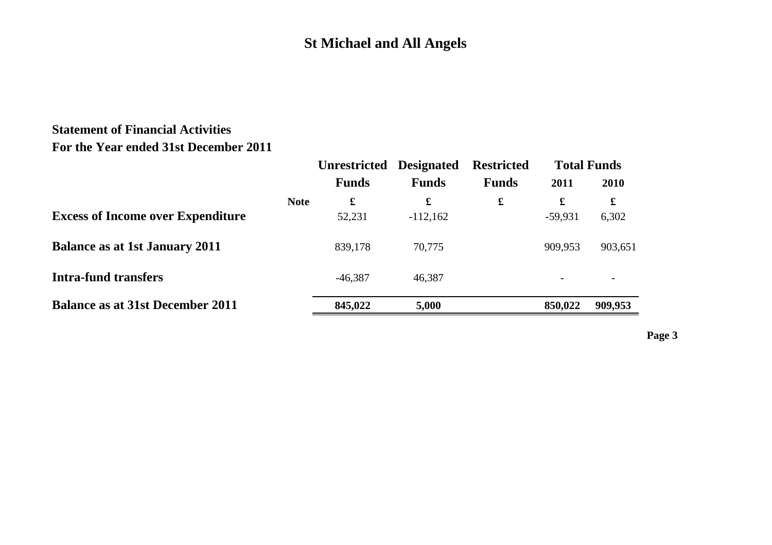# St Michael and All Angels

## Statement of Financial Activities

## For the Year ended 31st December 2011

| | Note | Unrestricted Funds | Designated Funds | Restricted Funds | Total Funds 2011 | Total Funds 2010 |
|---|---|---|---|---|---|---|
| | | £ | £ | £ | £ | £ |
| **Excess of Income over Expenditure** | | 52,231 | -112,162 | | -59,931 | 6,302 |
| **Balance as at 1st January 2011** | | 839,178 | 70,775 | | 909,953 | 903,651 |
| **Intra-fund transfers** | | -46,387 | 46,387 | | - | - |
| **Balance as at 31st December 2011** | | **845,022** | **5,000** | | **850,022** | **909,953** |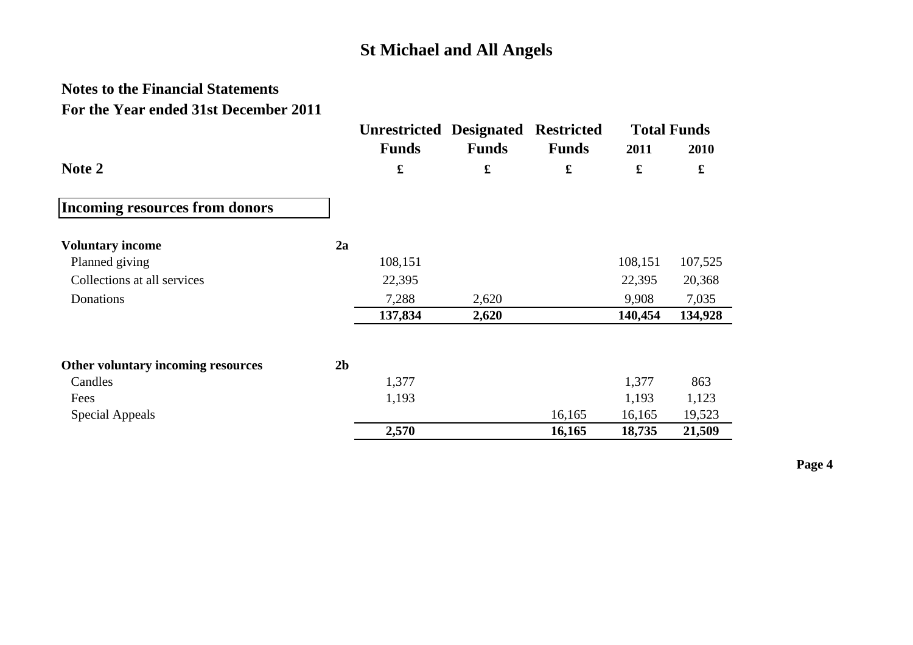# St Michael and All Angels

## Notes to the Financial Statements
## For the Year ended 31st December 2011

| Note 2 | | Unrestricted Funds | Designated Funds | Restricted Funds | Total Funds 2011 | Total Funds 2010 |
|---|---|---|---|---|---|---|
| | | £ | £ | £ | £ | £ |
| **Incoming resources from donors** | | | | | | |
| **Voluntary income** | **2a** | | | | | |
| Planned giving | | 108,151 | | | 108,151 | 107,525 |
| Collections at all services | | 22,395 | | | 22,395 | 20,368 |
| Donations | | 7,288 | 2,620 | | 9,908 | 7,035 |
| | | **137,834** | **2,620** | | **140,454** | **134,928** |
| **Other voluntary incoming resources** | **2b** | | | | | |
| Candles | | 1,377 | | | 1,377 | 863 |
| Fees | | 1,193 | | | 1,193 | 1,123 |
| Special Appeals | | | | 16,165 | 16,165 | 19,523 |
| | | **2,570** | | **16,165** | **18,735** | **21,509** |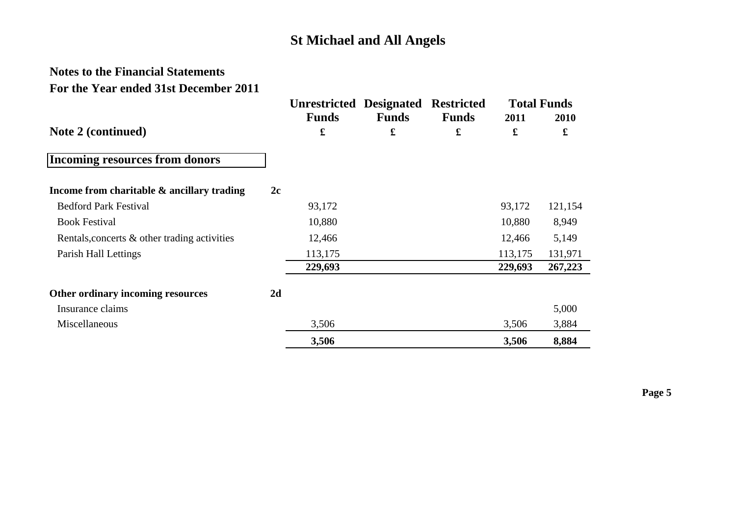# St Michael and All Angels

## Notes to the Financial Statements

## For the Year ended 31st December 2011

| Note 2 (continued) | | Unrestricted Funds | Designated Funds | Restricted Funds | Total Funds 2011 | Total Funds 2010 |
|---|---|---|---|---|---|---|
| | | £ | £ | £ | £ | £ |
| **Incoming resources from donors** | | | | | | |
| **Income from charitable & ancillary trading** | **2c** | | | | | |
| Bedford Park Festival | | 93,172 | | | 93,172 | 121,154 |
| Book Festival | | 10,880 | | | 10,880 | 8,949 |
| Rentals,concerts & other trading activities | | 12,466 | | | 12,466 | 5,149 |
| Parish Hall Lettings | | 113,175 | | | 113,175 | 131,971 |
| | | **229,693** | | | **229,693** | **267,223** |
| **Other ordinary incoming resources** | **2d** | | | | | |
| Insurance claims | | | | | | 5,000 |
| Miscellaneous | | 3,506 | | | 3,506 | 3,884 |
| | | **3,506** | | | **3,506** | **8,884** |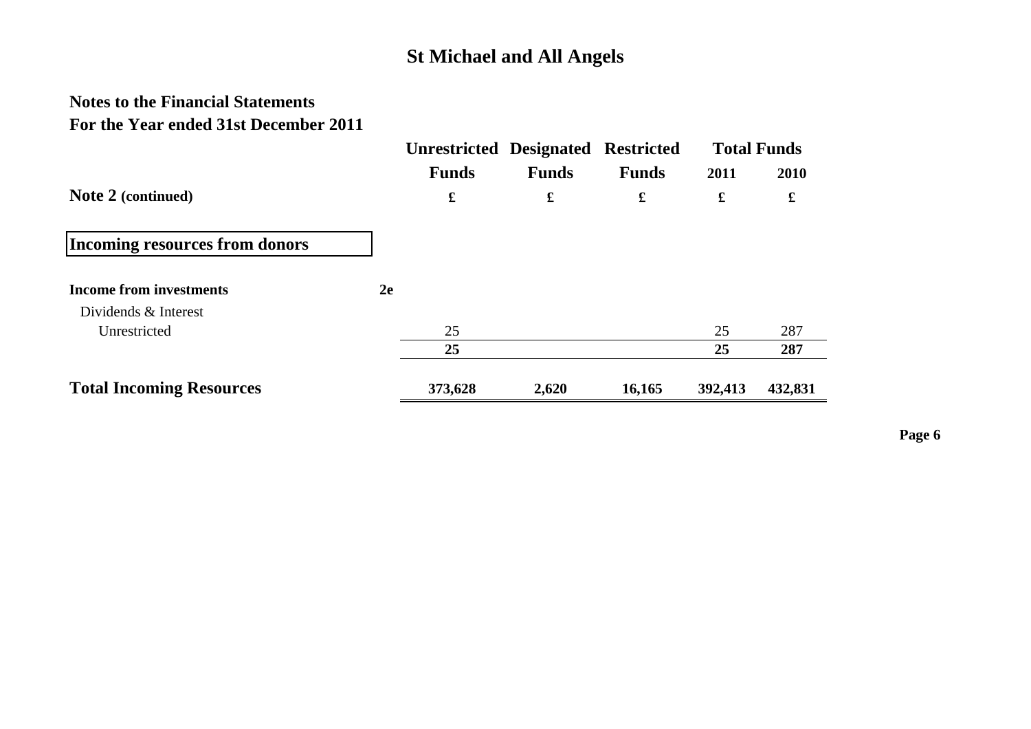# St Michael and All Angels

## Notes to the Financial Statements
## For the Year ended 31st December 2011

| Note 2 (continued) | | Unrestricted Funds £ | Designated Funds £ | Restricted Funds £ | Total Funds 2011 £ | Total Funds 2010 £ |
|---|---|---|---|---|---|---|
| **Incoming resources from donors** | | | | | | |
| **Income from investments** | **2e** | | | | | |
| Dividends & Interest | | | | | | |
| Unrestricted | | 25 | | | 25 | 287 |
| | | **25** | | | **25** | **287** |
| **Total Incoming Resources** | | **373,628** | **2,620** | **16,165** | **392,413** | **432,831** |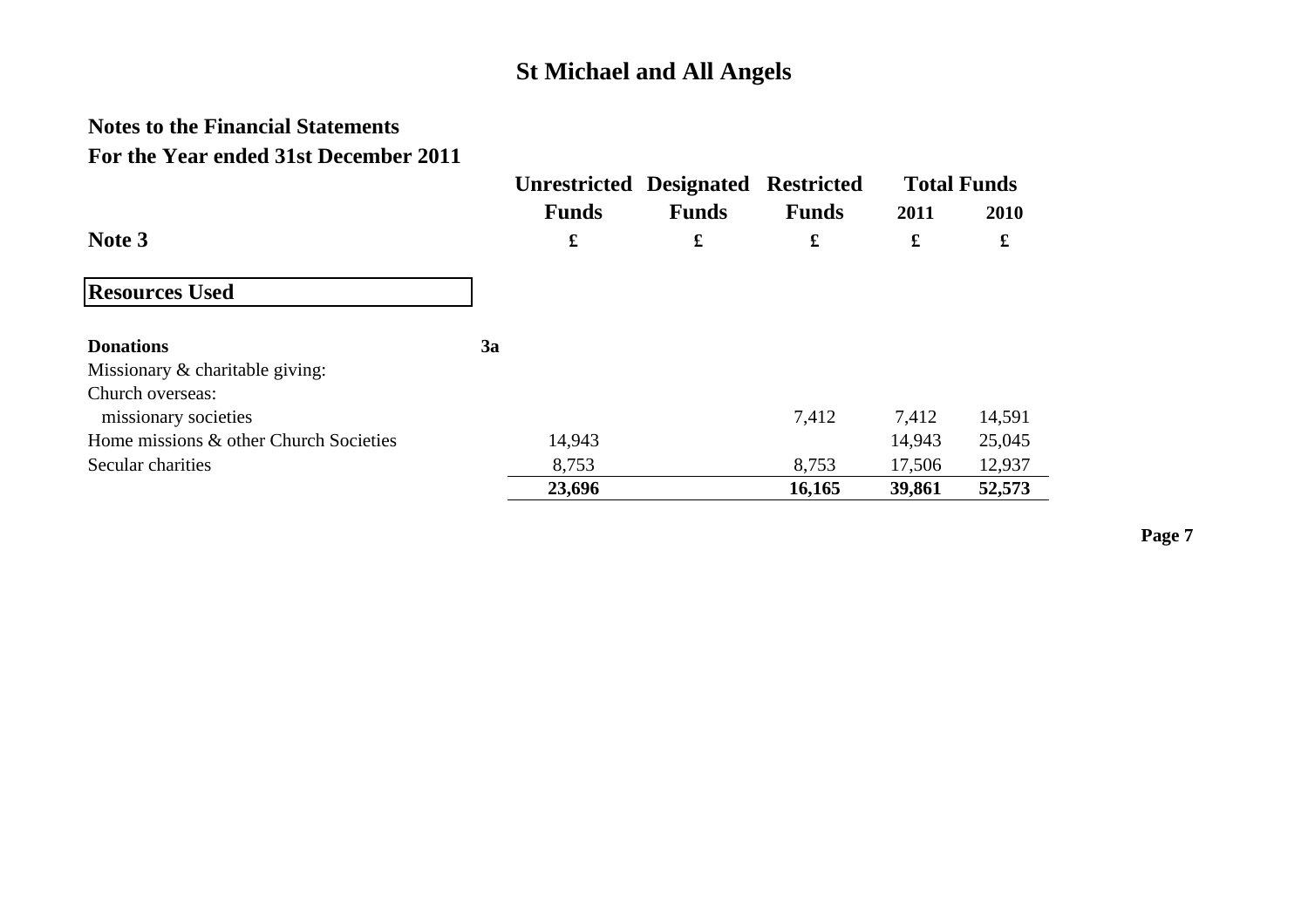# St Michael and All Angels

## Notes to the Financial Statements
## For the Year ended 31st December 2011

### Note 3

### Resources Used

| | | Unrestricted Funds | Designated Funds | Restricted Funds | Total Funds 2011 | Total Funds 2010 |
|---|---|---|---|---|---|---|
| | | £ | £ | £ | £ | £ |
| **Donations** | **3a** | | | | | |
| Missionary & charitable giving: | | | | | | |
| Church overseas: | | | | | | |
| missionary societies | | | | 7,412 | 7,412 | 14,591 |
| Home missions & other Church Societies | | 14,943 | | | 14,943 | 25,045 |
| Secular charities | | 8,753 | | 8,753 | 17,506 | 12,937 |
| | | **23,696** | | **16,165** | **39,861** | **52,573** |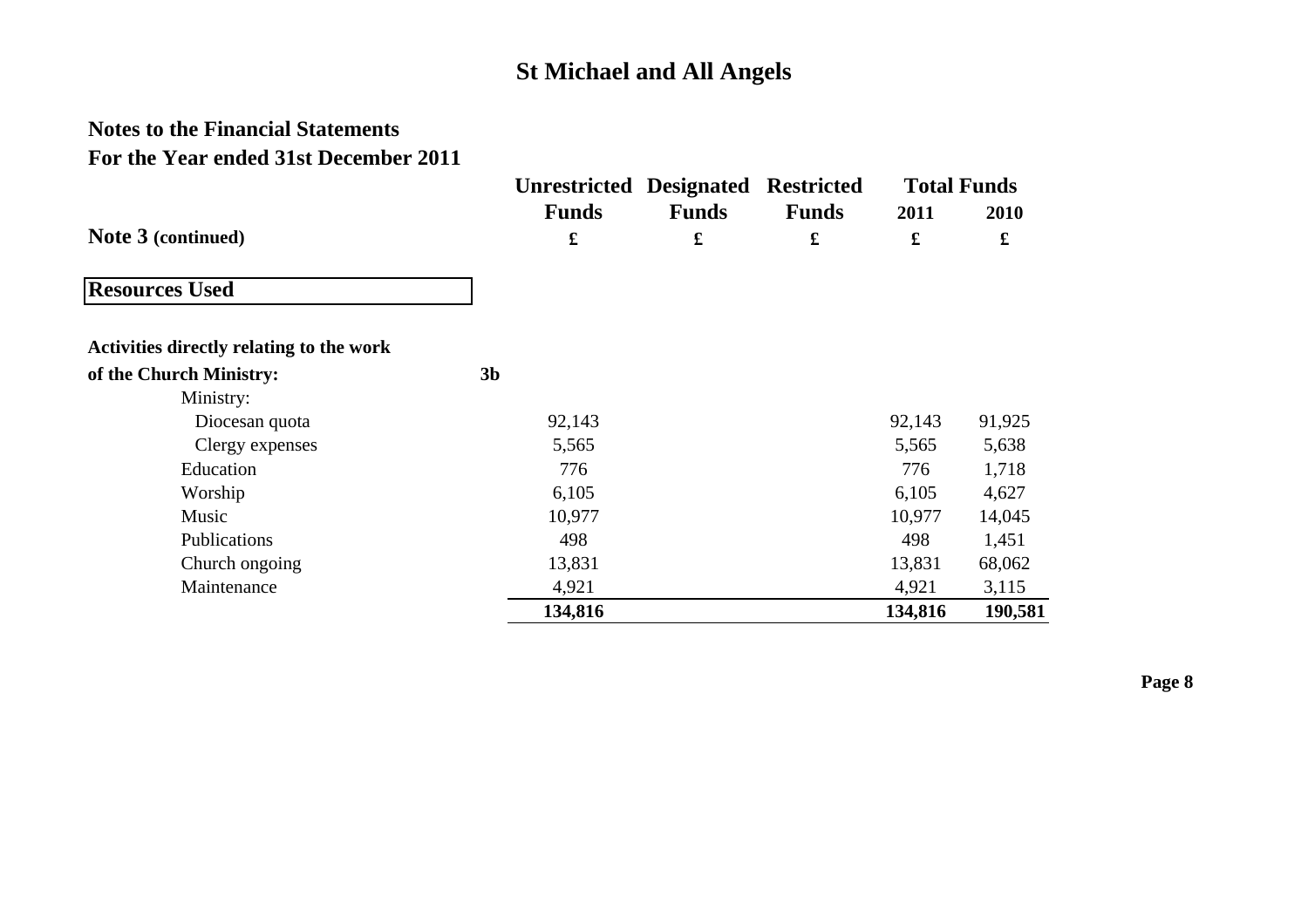# St Michael and All Angels

## Notes to the Financial Statements
## For the Year ended 31st December 2011

| Note 3 (continued) | | Unrestricted Funds | Designated Funds | Restricted Funds | Total Funds 2011 | Total Funds 2010 |
|---|---|---|---|---|---|---|
| | | £ | £ | £ | £ | £ |
| **Resources Used** | | | | | | |
| **Activities directly relating to the work of the Church Ministry:** | **3b** | | | | | |
| Ministry: | | | | | | |
| Diocesan quota | | 92,143 | | | 92,143 | 91,925 |
| Clergy expenses | | 5,565 | | | 5,565 | 5,638 |
| Education | | 776 | | | 776 | 1,718 |
| Worship | | 6,105 | | | 6,105 | 4,627 |
| Music | | 10,977 | | | 10,977 | 14,045 |
| Publications | | 498 | | | 498 | 1,451 |
| Church ongoing | | 13,831 | | | 13,831 | 68,062 |
| Maintenance | | 4,921 | | | 4,921 | 3,115 |
| | | **134,816** | | | **134,816** | **190,581** |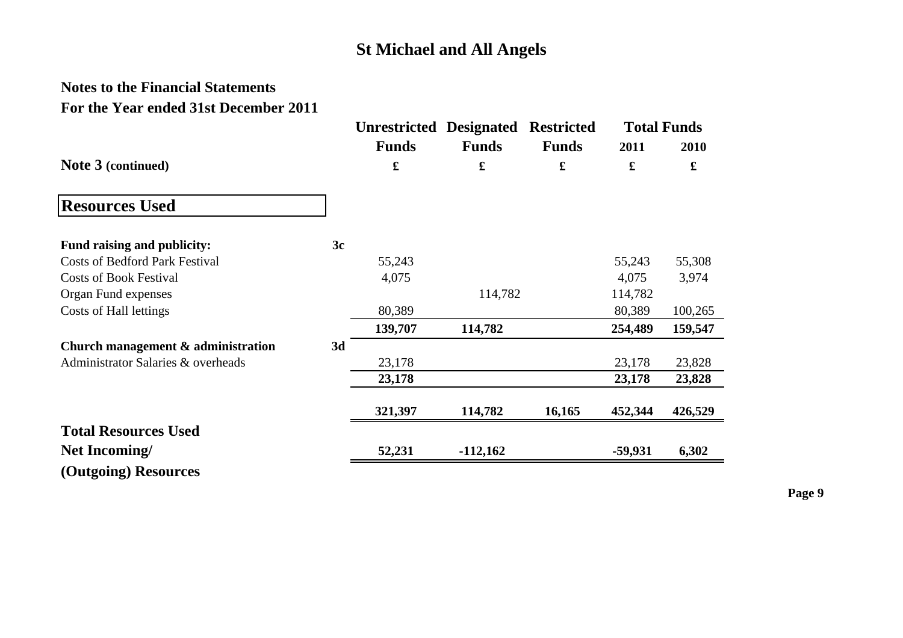# St Michael and All Angels

## Notes to the Financial Statements
## For the Year ended 31st December 2011

| | | Unrestricted Funds | Designated Funds | Restricted Funds | Total Funds 2011 | Total Funds 2010 |
|---|---|---|---|---|---|---|
| **Note 3** (continued) | | £ | £ | £ | £ | £ |
| **Resources Used** | | | | | | |
| **Fund raising and publicity:** | **3c** | | | | | |
| Costs of Bedford Park Festival | | 55,243 | | | 55,243 | 55,308 |
| Costs of Book Festival | | 4,075 | | | 4,075 | 3,974 |
| Organ Fund expenses | | | 114,782 | | 114,782 | |
| Costs of Hall lettings | | 80,389 | | | 80,389 | 100,265 |
| | | **139,707** | **114,782** | | **254,489** | **159,547** |
| **Church management & administration** | **3d** | | | | | |
| Administrator Salaries & overheads | | 23,178 | | | 23,178 | 23,828 |
| | | **23,178** | | | **23,178** | **23,828** |
| **Total Resources Used** | | **321,397** | **114,782** | **16,165** | **452,344** | **426,529** |
| **Net Incoming/ (Outgoing) Resources** | | **52,231** | **-112,162** | | **-59,931** | **6,302** |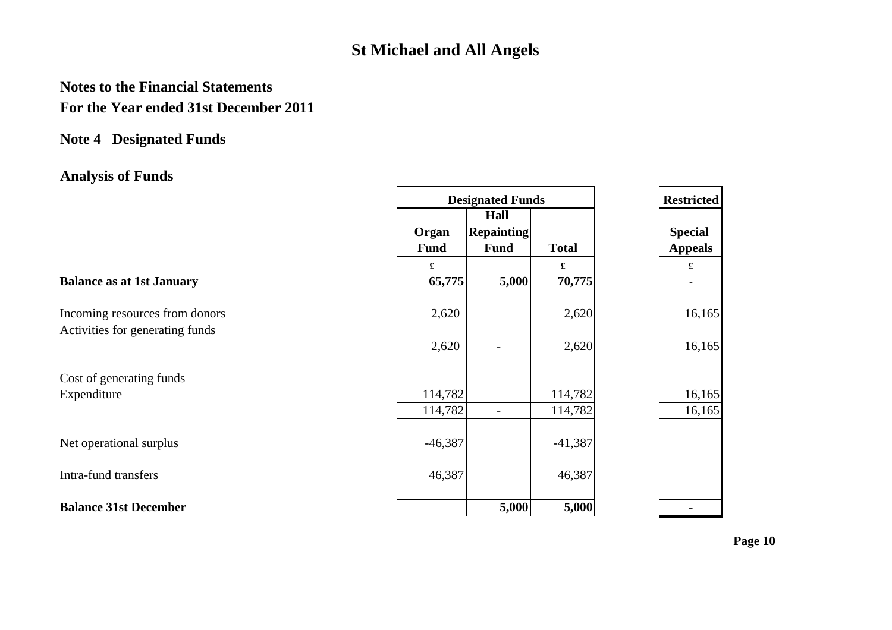# St Michael and All Angels

## Notes to the Financial Statements
## For the Year ended 31st December 2011

## Note 4 Designated Funds

## Analysis of Funds

| | Designated Funds | | | | Restricted |
|---|---|---|---|---|---|
| | Organ Fund | Hall Repainting Fund | Total | | Special Appeals |
| | £ | | £ | | £ |
| **Balance as at 1st January** | **65,775** | **5,000** | **70,775** | | - |
| Incoming resources from donors | 2,620 | | 2,620 | | 16,165 |
| Activities for generating funds | | | | | |
| | 2,620 | - | 2,620 | | 16,165 |
| Cost of generating funds | | | | | |
| Expenditure | 114,782 | | 114,782 | | 16,165 |
| | 114,782 | - | 114,782 | | 16,165 |
| Net operational surplus | -46,387 | | -41,387 | | |
| Intra-fund transfers | 46,387 | | 46,387 | | |
| **Balance 31st December** | | **5,000** | **5,000** | | **-** |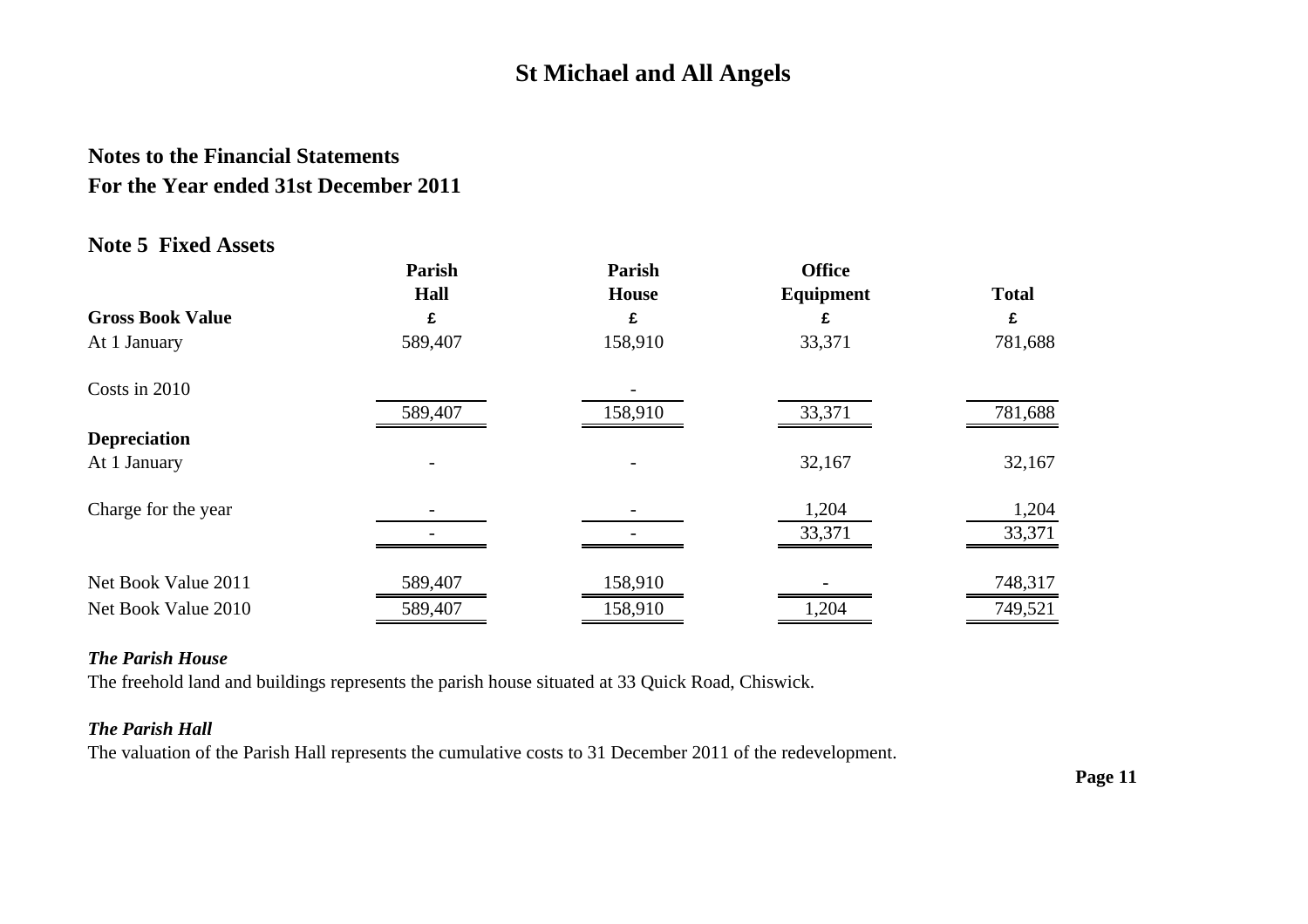# St Michael and All Angels

## Notes to the Financial Statements
## For the Year ended 31st December 2011

### Note 5 Fixed Assets

| | Parish Hall | Parish House | Office Equipment | Total |
|---|---|---|---|---|
| **Gross Book Value** | £ | £ | £ | £ |
| At 1 January | 589,407 | 158,910 | 33,371 | 781,688 |
| Costs in 2010 | | - | | |
| | 589,407 | 158,910 | 33,371 | 781,688 |
| **Depreciation** | | | | |
| At 1 January | - | - | 32,167 | 32,167 |
| Charge for the year | - | - | 1,204 | 1,204 |
| | - | - | 33,371 | 33,371 |
| Net Book Value 2011 | 589,407 | 158,910 | - | 748,317 |
| Net Book Value 2010 | 589,407 | 158,910 | 1,204 | 749,521 |

***The Parish House***

The freehold land and buildings represents the parish house situated at 33 Quick Road, Chiswick.

***The Parish Hall***

The valuation of the Parish Hall represents the cumulative costs to 31 December 2011 of the redevelopment.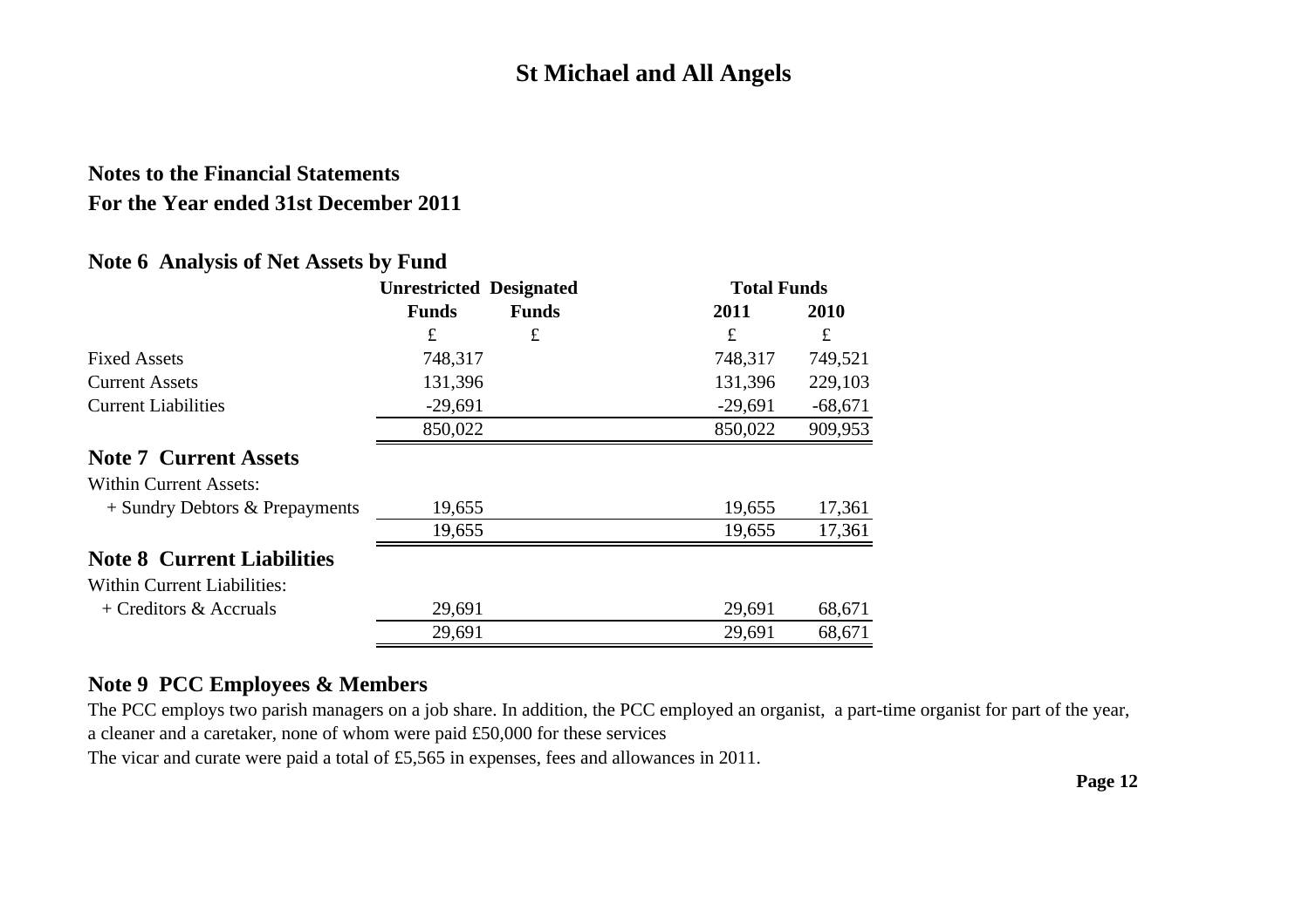# St Michael and All Angels

## Notes to the Financial Statements
## For the Year ended 31st December 2011

### Note 6 Analysis of Net Assets by Fund

| | Unrestricted | Designated | Total Funds | |
|---|---|---|---|---|
| | Funds | Funds | 2011 | 2010 |
| | £ | £ | £ | £ |
| Fixed Assets | 748,317 | | 748,317 | 749,521 |
| Current Assets | 131,396 | | 131,396 | 229,103 |
| Current Liabilities | -29,691 | | -29,691 | -68,671 |
| | 850,022 | | 850,022 | 909,953 |

### Note 7 Current Assets

| | | | | |
|---|---|---|---|---|
| Within Current Assets: | | | | |
| + Sundry Debtors & Prepayments | 19,655 | | 19,655 | 17,361 |
| | 19,655 | | 19,655 | 17,361 |

### Note 8 Current Liabilities

| | | | | |
|---|---|---|---|---|
| Within Current Liabilities: | | | | |
| + Creditors & Accruals | 29,691 | | 29,691 | 68,671 |
| | 29,691 | | 29,691 | 68,671 |

### Note 9 PCC Employees & Members

The PCC employs two parish managers on a job share. In addition, the PCC employed an organist, a part-time organist for part of the year, a cleaner and a caretaker, none of whom were paid £50,000 for these services

The vicar and curate were paid a total of £5,565 in expenses, fees and allowances in 2011.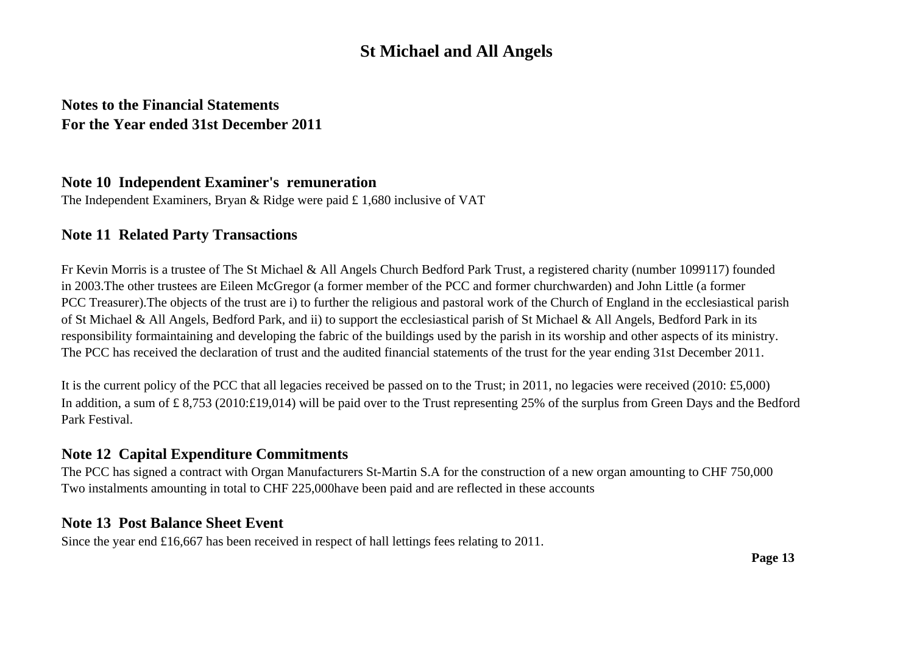# St Michael and All Angels

## Notes to the Financial Statements
## For the Year ended 31st December 2011

### Note 10 Independent Examiner's remuneration

The Independent Examiners, Bryan & Ridge were paid £ 1,680 inclusive of VAT

### Note 11 Related Party Transactions

Fr Kevin Morris is a trustee of The St Michael & All Angels Church Bedford Park Trust, a registered charity (number 1099117) founded in 2003.The other trustees are Eileen McGregor (a former member of the PCC and former churchwarden) and John Little (a former PCC Treasurer).The objects of the trust are i) to further the religious and pastoral work of the Church of England in the ecclesiastical parish of St Michael & All Angels, Bedford Park, and ii) to support the ecclesiastical parish of St Michael & All Angels, Bedford Park in its responsibility formaintaining and developing the fabric of the buildings used by the parish in its worship and other aspects of its ministry. The PCC has received the declaration of trust and the audited financial statements of the trust for the year ending 31st December 2011.

It is the current policy of the PCC that all legacies received be passed on to the Trust; in 2011, no legacies were received (2010: £5,000) In addition, a sum of £ 8,753 (2010:£19,014) will be paid over to the Trust representing 25% of the surplus from Green Days and the Bedford Park Festival.

### Note 12 Capital Expenditure Commitments

The PCC has signed a contract with Organ Manufacturers St-Martin S.A for the construction of a new organ amounting to CHF 750,000 Two instalments amounting in total to CHF 225,000have been paid and are reflected in these accounts

### Note 13 Post Balance Sheet Event

Since the year end £16,667 has been received in respect of hall lettings fees relating to 2011.